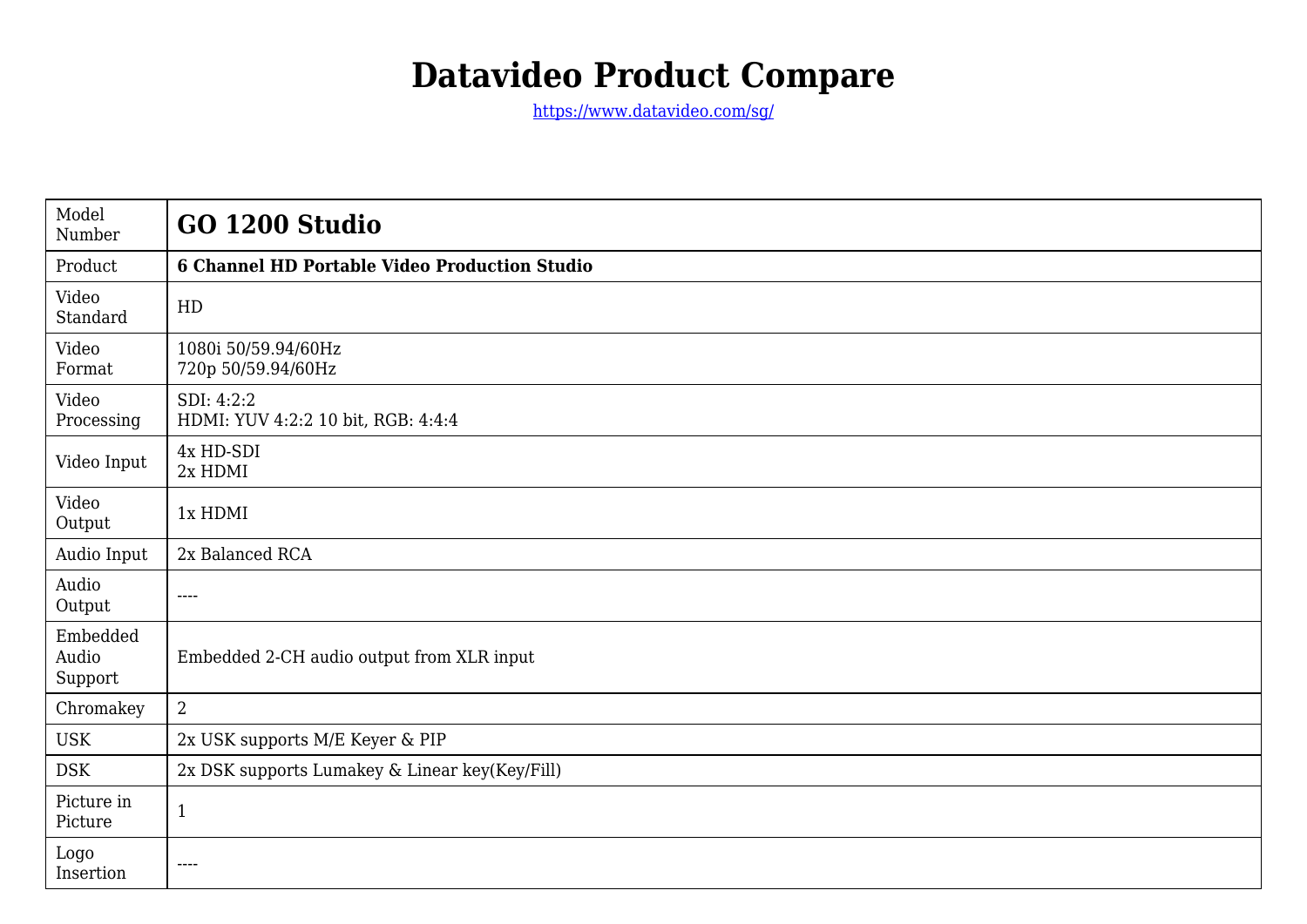# Datavideo Product Compare

https://www.datavideo.com/sg/

| Model Number | **GO 1200 Studio** |
| --- | --- |
| Product | **6 Channel HD Portable Video Production Studio** |
| Video Standard | HD |
| Video Format | 1080i 50/59.94/60Hz<br>720p 50/59.94/60Hz |
| Video Processing | SDI: 4:2:2<br>HDMI: YUV 4:2:2 10 bit, RGB: 4:4:4 |
| Video Input | 4x HD-SDI<br>2x HDMI |
| Video Output | 1x HDMI |
| Audio Input | 2x Balanced RCA |
| Audio Output | ---- |
| Embedded Audio Support | Embedded 2-CH audio output from XLR input |
| Chromakey | 2 |
| USK | 2x USK supports M/E Keyer & PIP |
| DSK | 2x DSK supports Lumakey & Linear key(Key/Fill) |
| Picture in Picture | 1 |
| Logo Insertion | ---- |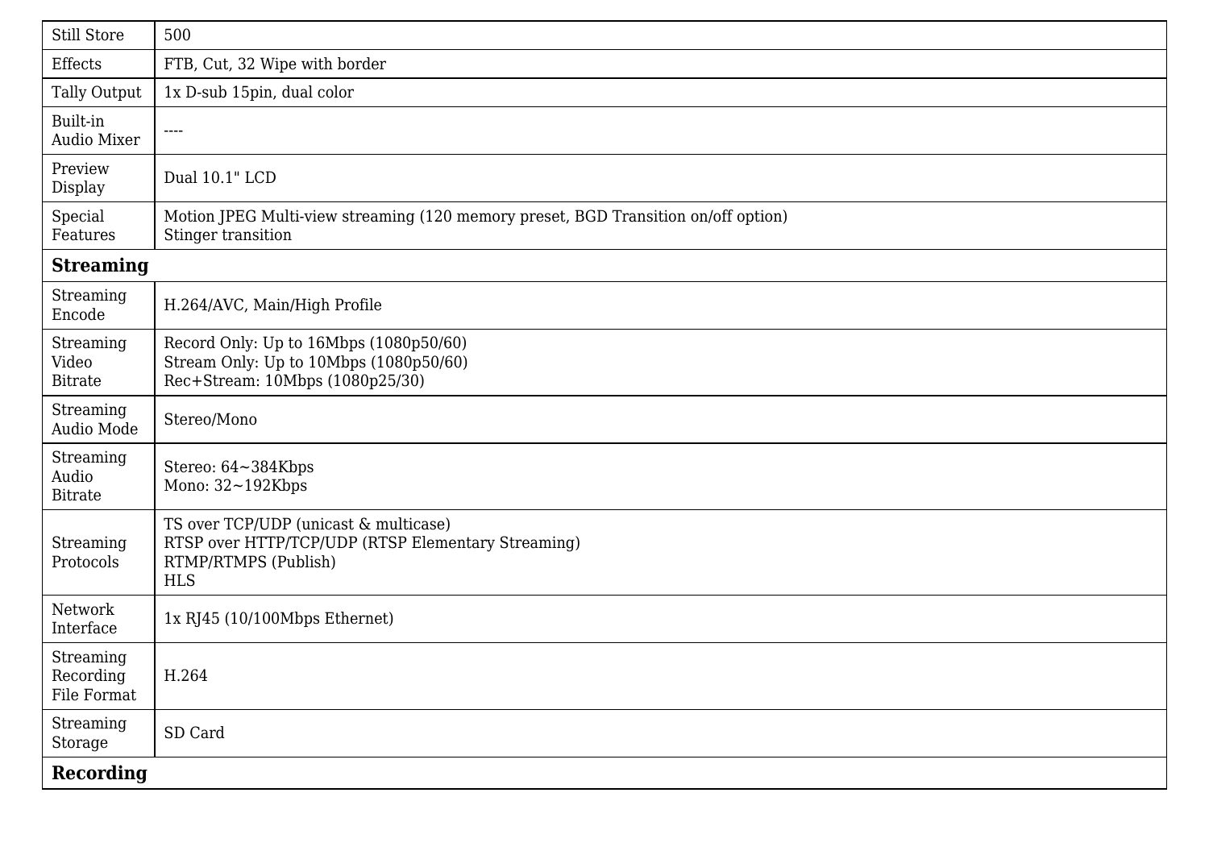| | |
|---|---|
| Still Store | 500 |
| Effects | FTB, Cut, 32 Wipe with border |
| Tally Output | 1x D-sub 15pin, dual color |
| Built-in Audio Mixer | ---- |
| Preview Display | Dual 10.1" LCD |
| Special Features | Motion JPEG Multi-view streaming (120 memory preset, BGD Transition on/off option)<br>Stinger transition |
| **Streaming** | |
| Streaming Encode | H.264/AVC, Main/High Profile |
| Streaming Video Bitrate | Record Only: Up to 16Mbps (1080p50/60)<br>Stream Only: Up to 10Mbps (1080p50/60)<br>Rec+Stream: 10Mbps (1080p25/30) |
| Streaming Audio Mode | Stereo/Mono |
| Streaming Audio Bitrate | Stereo: 64~384Kbps<br>Mono: 32~192Kbps |
| Streaming Protocols | TS over TCP/UDP (unicast & multicase)<br>RTSP over HTTP/TCP/UDP (RTSP Elementary Streaming)<br>RTMP/RTMPS (Publish)<br>HLS |
| Network Interface | 1x RJ45 (10/100Mbps Ethernet) |
| Streaming Recording File Format | H.264 |
| Streaming Storage | SD Card |
| **Recording** | |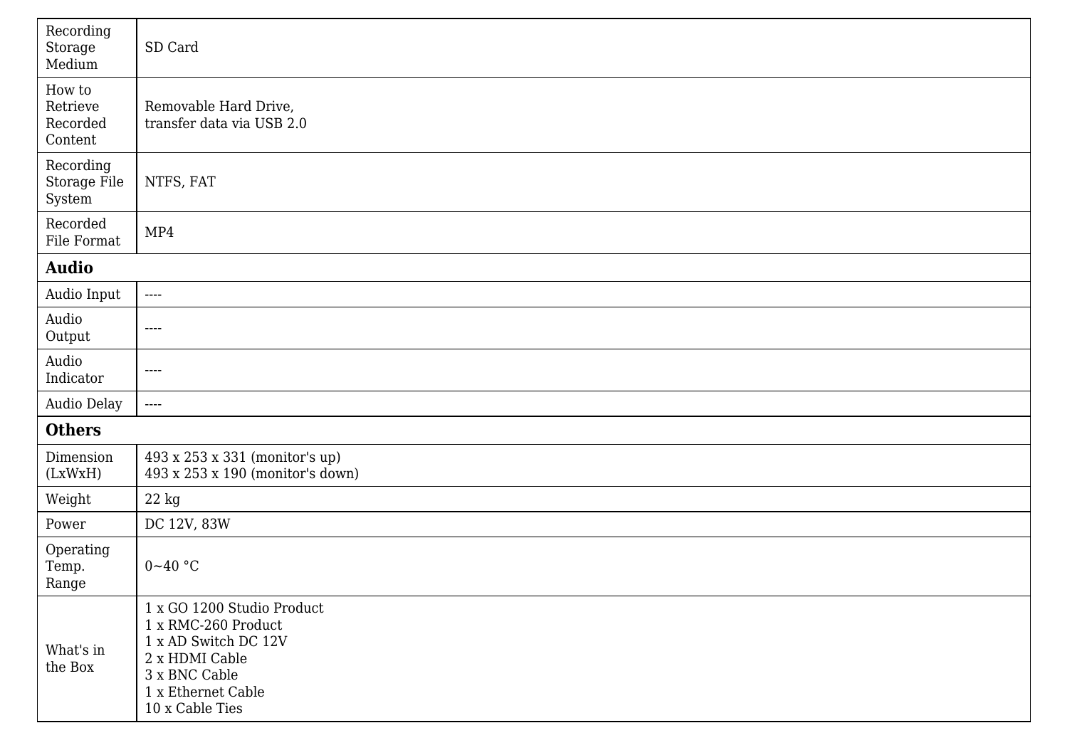| | |
|---|---|
| Recording Storage Medium | SD Card |
| How to Retrieve Recorded Content | Removable Hard Drive,<br>transfer data via USB 2.0 |
| Recording Storage File System | NTFS, FAT |
| Recorded File Format | MP4 |
| **Audio** | |
| Audio Input | ---- |
| Audio Output | ---- |
| Audio Indicator | ---- |
| Audio Delay | ---- |
| **Others** | |
| Dimension (LxWxH) | 493 x 253 x 331 (monitor's up)<br>493 x 253 x 190 (monitor's down) |
| Weight | 22 kg |
| Power | DC 12V, 83W |
| Operating Temp. Range | 0~40 °C |
| What's in the Box | 1 x GO 1200 Studio Product<br>1 x RMC-260 Product<br>1 x AD Switch DC 12V<br>2 x HDMI Cable<br>3 x BNC Cable<br>1 x Ethernet Cable<br>10 x Cable Ties |